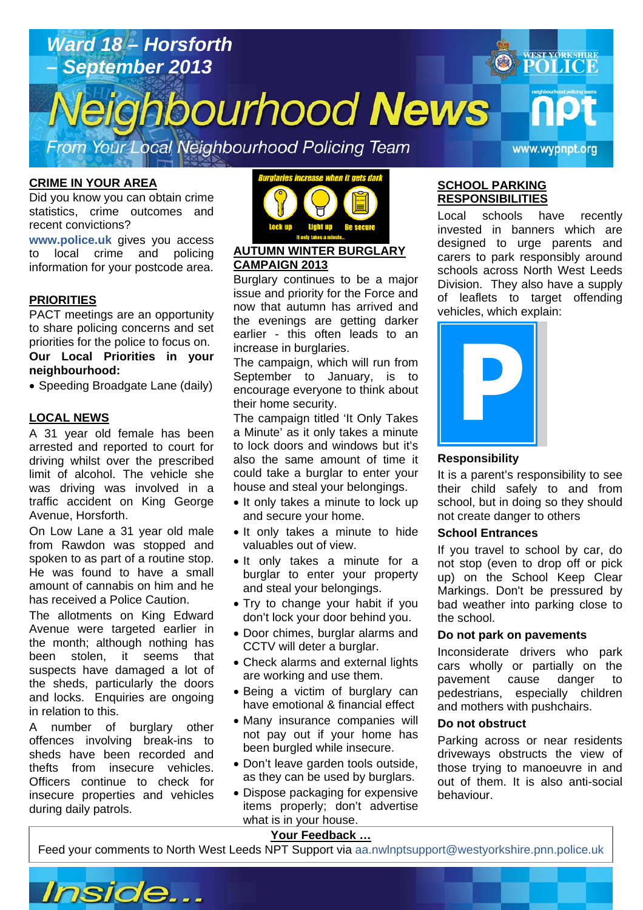# Ward 18 – Horsforth – September 2013

# Neighbourhood News

From Your Local Neighbourhood Policing Team

www.wypnpt.org

## CRIME IN YOUR AREA

Did you know you can obtain crime statistics, crime outcomes and recent convictions?

**www.police.uk** gives you access to local crime and policing information for your postcode area.

## PRIORITIES

PACT meetings are an opportunity to share policing concerns and set priorities for the police to focus on.

**Our Local Priorities in your neighbourhood:**

- Speeding Broadgate Lane (daily)

## LOCAL NEWS

A 31 year old female has been arrested and reported to court for driving whilst over the prescribed limit of alcohol. The vehicle she was driving was involved in a traffic accident on King George Avenue, Horsforth.

On Low Lane a 31 year old male from Rawdon was stopped and spoken to as part of a routine stop. He was found to have a small amount of cannabis on him and he has received a Police Caution.

The allotments on King Edward Avenue were targeted earlier in the month; although nothing has been stolen, it seems that suspects have damaged a lot of the sheds, particularly the doors and locks. Enquiries are ongoing in relation to this.

A number of burglary other offences involving break-ins to sheds have been recorded and thefts from insecure vehicles. Officers continue to check for insecure properties and vehicles during daily patrols.

Burglaries increase when it gets dark

Lock up · Light up · Be secure

It only takes a minute...

## AUTUMN WINTER BURGLARY CAMPAIGN 2013

Burglary continues to be a major issue and priority for the Force and now that autumn has arrived and the evenings are getting darker earlier - this often leads to an increase in burglaries.

The campaign, which will run from September to January, is to encourage everyone to think about their home security.

The campaign titled 'It Only Takes a Minute' as it only takes a minute to lock doors and windows but it's also the same amount of time it could take a burglar to enter your house and steal your belongings.

- It only takes a minute to lock up and secure your home.
- It only takes a minute to hide valuables out of view.
- It only takes a minute for a burglar to enter your property and steal your belongings.
- Try to change your habit if you don't lock your door behind you.
- Door chimes, burglar alarms and CCTV will deter a burglar.
- Check alarms and external lights are working and use them.
- Being a victim of burglary can have emotional & financial effect
- Many insurance companies will not pay out if your home has been burgled while insecure.
- Don't leave garden tools outside, as they can be used by burglars.
- Dispose packaging for expensive items properly; don't advertise what is in your house.

## SCHOOL PARKING RESPONSIBILITIES

Local schools have recently invested in banners which are designed to urge parents and carers to park responsibly around schools across North West Leeds Division. They also have a supply of leaflets to target offending vehicles, which explain:

### Responsibility

It is a parent's responsibility to see their child safely to and from school, but in doing so they should not create danger to others

### School Entrances

If you travel to school by car, do not stop (even to drop off or pick up) on the School Keep Clear Markings. Don't be pressured by bad weather into parking close to the school.

### Do not park on pavements

Inconsiderate drivers who park cars wholly or partially on the pavement cause danger to pedestrians, especially children and mothers with pushchairs.

### Do not obstruct

Parking across or near residents driveways obstructs the view of those trying to manoeuvre in and out of them. It is also anti-social behaviour.

**Your Feedback …**

Feed your comments to North West Leeds NPT Support via aa.nwlnptsupport@westyorkshire.pnn.police.uk

Inside...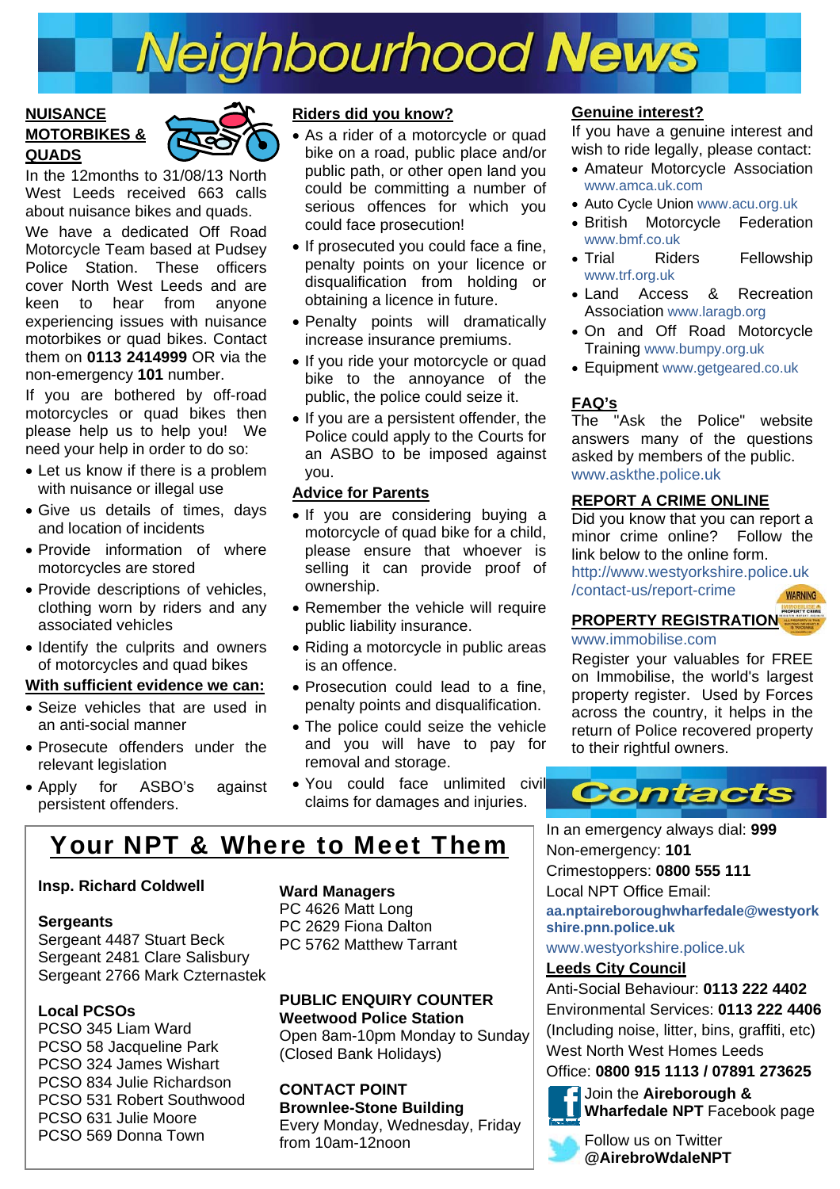# Neighbourhood News

## NUISANCE MOTORBIKES & QUADS

In the 12months to 31/08/13 North West Leeds received 663 calls about nuisance bikes and quads.

We have a dedicated Off Road Motorcycle Team based at Pudsey Police Station. These officers cover North West Leeds and are keen to hear from anyone experiencing issues with nuisance motorbikes or quad bikes. Contact them on **0113 2414999** OR via the non-emergency **101** number.

If you are bothered by off-road motorcycles or quad bikes then please help us to help you! We need your help in order to do so:

- Let us know if there is a problem with nuisance or illegal use
- Give us details of times, days and location of incidents
- Provide information of where motorcycles are stored
- Provide descriptions of vehicles, clothing worn by riders and any associated vehicles
- Identify the culprits and owners of motorcycles and quad bikes

### With sufficient evidence we can:

- Seize vehicles that are used in an anti-social manner
- Prosecute offenders under the relevant legislation
- Apply for ASBO's against persistent offenders.

## Riders did you know?

- As a rider of a motorcycle or quad bike on a road, public place and/or public path, or other open land you could be committing a number of serious offences for which you could face prosecution!
- If prosecuted you could face a fine, penalty points on your licence or disqualification from holding or obtaining a licence in future.
- Penalty points will dramatically increase insurance premiums.
- If you ride your motorcycle or quad bike to the annoyance of the public, the police could seize it.
- If you are a persistent offender, the Police could apply to the Courts for an ASBO to be imposed against you.

## Advice for Parents

- If you are considering buying a motorcycle of quad bike for a child, please ensure that whoever is selling it can provide proof of ownership.
- Remember the vehicle will require public liability insurance.
- Riding a motorcycle in public areas is an offence.
- Prosecution could lead to a fine, penalty points and disqualification.
- The police could seize the vehicle and you will have to pay for removal and storage.
- You could face unlimited civil claims for damages and injuries.

## Genuine interest?

If you have a genuine interest and wish to ride legally, please contact:

- Amateur Motorcycle Association www.amca.uk.com
- Auto Cycle Union www.acu.org.uk
- British Motorcycle Federation www.bmf.co.uk
- Trial Riders Fellowship www.trf.org.uk
- Land Access & Recreation Association www.laragb.org
- On and Off Road Motorcycle Training www.bumpy.org.uk
- Equipment www.getgeared.co.uk

## FAQ's

The "Ask the Police" website answers many of the questions asked by members of the public. www.askthe.police.uk

## REPORT A CRIME ONLINE

Did you know that you can report a minor crime online? Follow the link below to the online form. http://www.westyorkshire.police.uk/contact-us/report-crime

## PROPERTY REGISTRATION

www.immobilise.com

Register your valuables for FREE on Immobilise, the world's largest property register. Used by Forces across the country, it helps in the return of Police recovered property to their rightful owners.

## Your NPT & Where to Meet Them

**Insp. Richard Coldwell**

**Sergeants**
Sergeant 4487 Stuart Beck
Sergeant 2481 Clare Salisbury
Sergeant 2766 Mark Czternastek

**Local PCSOs**
PCSO 345 Liam Ward
PCSO 58 Jacqueline Park
PCSO 324 James Wishart
PCSO 834 Julie Richardson
PCSO 531 Robert Southwood
PCSO 631 Julie Moore
PCSO 569 Donna Town

**Ward Managers**
PC 4626 Matt Long
PC 2629 Fiona Dalton
PC 5762 Matthew Tarrant

**PUBLIC ENQUIRY COUNTER**
**Weetwood Police Station**
Open 8am-10pm Monday to Sunday
(Closed Bank Holidays)

**CONTACT POINT**
**Brownlee-Stone Building**
Every Monday, Wednesday, Friday from 10am-12noon

## Contacts

In an emergency always dial: **999**
Non-emergency: **101**
Crimestoppers: **0800 555 111**
Local NPT Office Email:
**aa.nptaireboroughwharfedale@westyorkshire.pnn.police.uk**
www.westyorkshire.police.uk

**Leeds City Council**
Anti-Social Behaviour: **0113 222 4402**
Environmental Services: **0113 222 4406**
(Including noise, litter, bins, graffiti, etc)
West North West Homes Leeds
Office: **0800 915 1113 / 07891 273625**

Join the **Aireborough & Wharfedale NPT** Facebook page

Follow us on Twitter **@AirebroWdaleNPT**